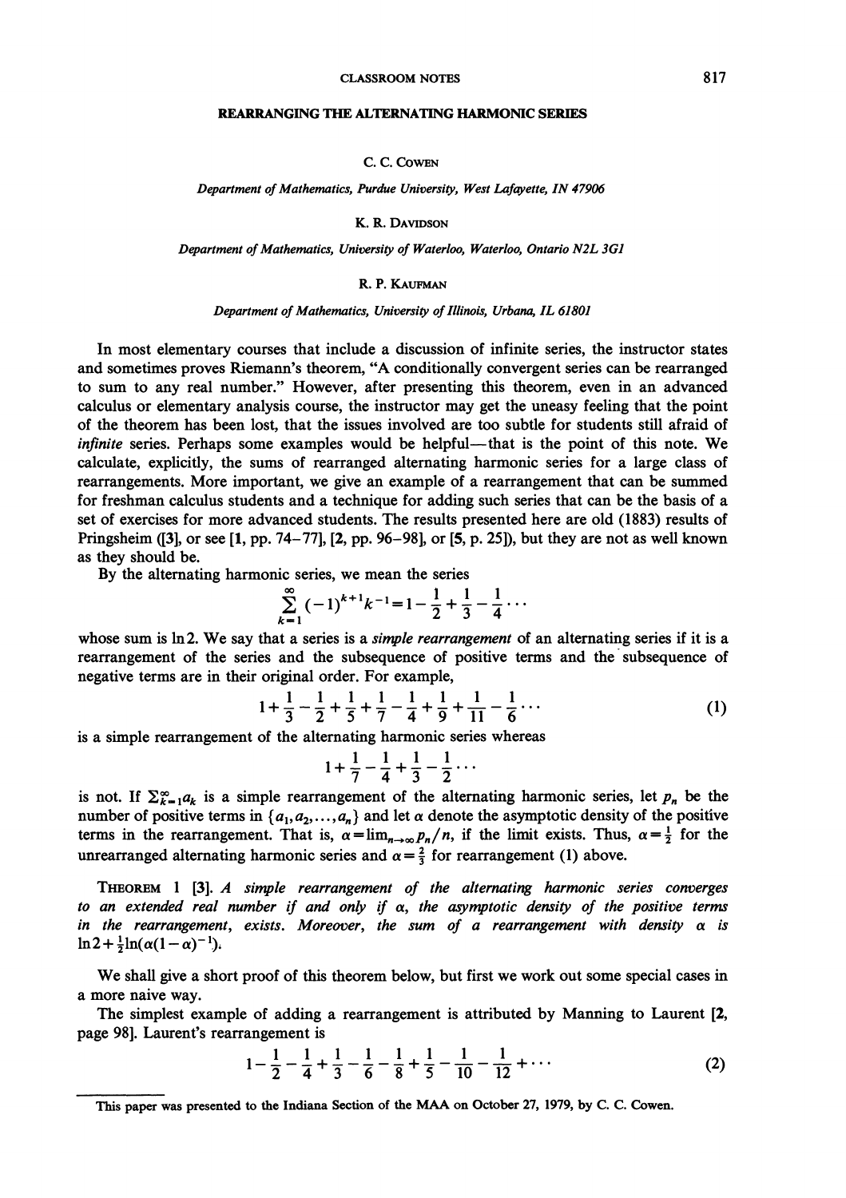# REARRANGING THE ALTERNATING HARMONIC SERIES

C. C. COWEN

*Department of Mathematics, Purdue University, West Lafayette, IN 47906*

K. R. DAVIDSON

*Department of Mathematics, University of Waterloo, Waterloo, Ontario N2L 3G1*

R. P. KAUFMAN

*Department of Mathematics, University of Illinois, Urbana, IL 61801*

In most elementary courses that include a discussion of infinite series, the instructor states and sometimes proves Riemann's theorem, "A conditionally convergent series can be rearranged to sum to any real number." However, after presenting this theorem, even in an advanced calculus or elementary analysis course, the instructor may get the uneasy feeling that the point of the theorem has been lost, that the issues involved are too subtle for students still afraid of *infinite* series. Perhaps some examples would be helpful—that is the point of this note. We calculate, explicitly, the sums of rearranged alternating harmonic series for a large class of rearrangements. More important, we give an example of a rearrangement that can be summed for freshman calculus students and a technique for adding such series that can be the basis of a set of exercises for more advanced students. The results presented here are old (1883) results of Pringsheim ([3], or see [1, pp. 74–77], [2, pp. 96–98], or [5, p. 25]), but they are not as well known as they should be.

By the alternating harmonic series, we mean the series

$$\sum_{k=1}^{\infty}(-1)^{k+1}k^{-1}=1-\frac{1}{2}+\frac{1}{3}-\frac{1}{4}\cdots$$

whose sum is $\ln 2$. We say that a series is a *simple rearrangement* of an alternating series if it is a rearrangement of the series and the subsequence of positive terms and the subsequence of negative terms are in their original order. For example,

$$1+\frac{1}{3}-\frac{1}{2}+\frac{1}{5}+\frac{1}{7}-\frac{1}{4}+\frac{1}{9}+\frac{1}{11}-\frac{1}{6}\cdots \tag{1}$$

is a simple rearrangement of the alternating harmonic series whereas

$$1+\frac{1}{7}-\frac{1}{4}+\frac{1}{3}-\frac{1}{2}\cdots$$

is not. If $\sum_{k=1}^{\infty}a_k$ is a simple rearrangement of the alternating harmonic series, let $p_n$ be the number of positive terms in $\{a_1,a_2,\ldots,a_n\}$ and let $\alpha$ denote the asymptotic density of the positive terms in the rearrangement. That is, $\alpha=\lim_{n\to\infty}p_n/n$, if the limit exists. Thus, $\alpha=\frac{1}{2}$ for the unrearranged alternating harmonic series and $\alpha=\frac{2}{3}$ for rearrangement (1) above.

THEOREM 1 [3]. *A simple rearrangement of the alternating harmonic series converges to an extended real number if and only if $\alpha$, the asymptotic density of the positive terms in the rearrangement, exists. Moreover, the sum of a rearrangement with density $\alpha$ is $\ln 2+\frac{1}{2}\ln(\alpha(1-\alpha)^{-1})$.*

We shall give a short proof of this theorem below, but first we work out some special cases in a more naive way.

The simplest example of adding a rearrangement is attributed by Manning to Laurent [2, page 98]. Laurent's rearrangement is

$$1-\frac{1}{2}-\frac{1}{4}+\frac{1}{3}-\frac{1}{6}-\frac{1}{8}+\frac{1}{5}-\frac{1}{10}-\frac{1}{12}+\cdots \tag{2}$$

This paper was presented to the Indiana Section of the MAA on October 27, 1979, by C. C. Cowen.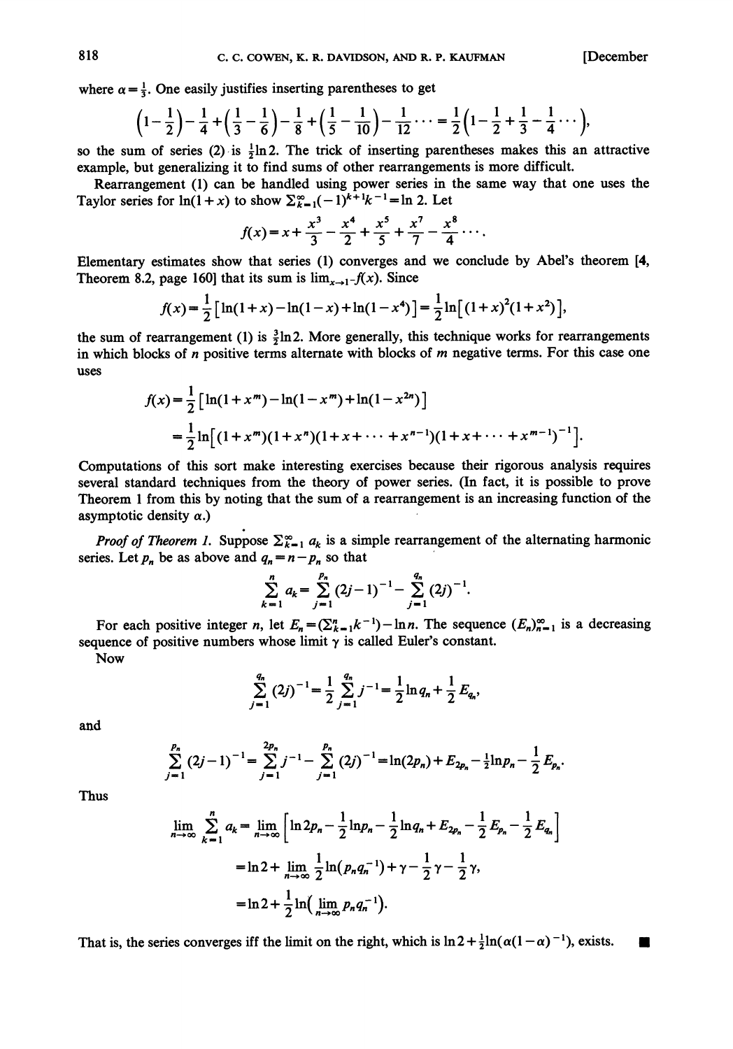where $\alpha = \frac{1}{3}$. One easily justifies inserting parentheses to get

$$\left(1-\frac{1}{2}\right)-\frac{1}{4}+\left(\frac{1}{3}-\frac{1}{6}\right)-\frac{1}{8}+\left(\frac{1}{5}-\frac{1}{10}\right)-\frac{1}{12}\cdots=\frac{1}{2}\left(1-\frac{1}{2}+\frac{1}{3}-\frac{1}{4}\cdots\right),$$

so the sum of series (2) is $\frac{1}{2}\ln 2$. The trick of inserting parentheses makes this an attractive example, but generalizing it to find sums of other rearrangements is more difficult.

Rearrangement (1) can be handled using power series in the same way that one uses the Taylor series for $\ln(1+x)$ to show $\sum_{k=1}^{\infty}(-1)^{k+1}k^{-1}=\ln 2$. Let

$$f(x)=x+\frac{x^3}{3}-\frac{x^4}{2}+\frac{x^5}{5}+\frac{x^7}{7}-\frac{x^8}{4}\cdots.$$

Elementary estimates show that series (1) converges and we conclude by Abel's theorem [4, Theorem 8.2, page 160] that its sum is $\lim_{x\to 1^-}f(x)$. Since

$$f(x)=\frac{1}{2}\left[\ln(1+x)-\ln(1-x)+\ln(1-x^4)\right]=\frac{1}{2}\ln\left[(1+x)^2(1+x^2)\right],$$

the sum of rearrangement (1) is $\frac{3}{2}\ln 2$. More generally, this technique works for rearrangements in which blocks of $n$ positive terms alternate with blocks of $m$ negative terms. For this case one uses

$$\begin{aligned}f(x)&=\frac{1}{2}\left[\ln(1+x^m)-\ln(1-x^m)+\ln(1-x^{2n})\right]\\&=\frac{1}{2}\ln\left[(1+x^m)(1+x^n)(1+x+\cdots+x^{n-1})(1+x+\cdots+x^{m-1})^{-1}\right].\end{aligned}$$

Computations of this sort make interesting exercises because their rigorous analysis requires several standard techniques from the theory of power series. (In fact, it is possible to prove Theorem 1 from this by noting that the sum of a rearrangement is an increasing function of the asymptotic density $\alpha$.)

*Proof of Theorem 1.* Suppose $\sum_{k=1}^{\infty}a_k$ is a simple rearrangement of the alternating harmonic series. Let $p_n$ be as above and $q_n=n-p_n$ so that

$$\sum_{k=1}^{n}a_k=\sum_{j=1}^{p_n}(2j-1)^{-1}-\sum_{j=1}^{q_n}(2j)^{-1}.$$

For each positive integer $n$, let $E_n=\left(\sum_{k=1}^{n}k^{-1}\right)-\ln n$. The sequence $(E_n)_{n=1}^{\infty}$ is a decreasing sequence of positive numbers whose limit $\gamma$ is called Euler's constant.

Now

$$\sum_{j=1}^{q_n}(2j)^{-1}=\frac{1}{2}\sum_{j=1}^{q_n}j^{-1}=\frac{1}{2}\ln q_n+\frac{1}{2}E_{q_n},$$

and

$$\sum_{j=1}^{p_n}(2j-1)^{-1}=\sum_{j=1}^{2p_n}j^{-1}-\sum_{j=1}^{p_n}(2j)^{-1}=\ln(2p_n)+E_{2p_n}-\frac{1}{2}\ln p_n-\frac{1}{2}E_{p_n}.$$

Thus

$$\begin{aligned}\lim_{n\to\infty}\sum_{k=1}^{n}a_k&=\lim_{n\to\infty}\left[\ln 2p_n-\frac{1}{2}\ln p_n-\frac{1}{2}\ln q_n+E_{2p_n}-\frac{1}{2}E_{p_n}-\frac{1}{2}E_{q_n}\right]\\&=\ln 2+\lim_{n\to\infty}\frac{1}{2}\ln(p_nq_n^{-1})+\gamma-\frac{1}{2}\gamma-\frac{1}{2}\gamma,\\&=\ln 2+\frac{1}{2}\ln\left(\lim_{n\to\infty}p_nq_n^{-1}\right).\end{aligned}$$

That is, the series converges iff the limit on the right, which is $\ln 2+\frac{1}{2}\ln(\alpha(1-\alpha)^{-1})$, exists. ∎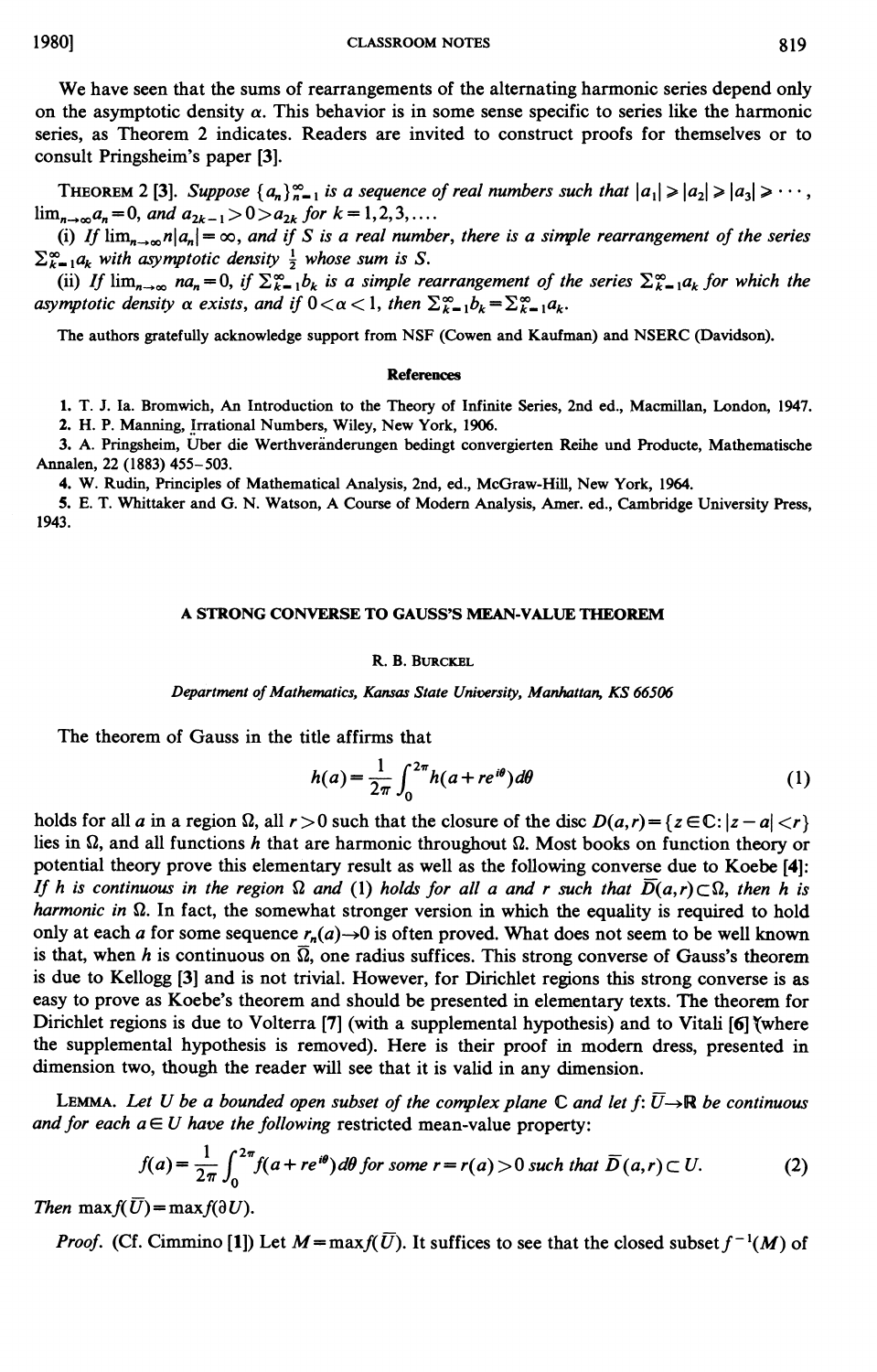We have seen that the sums of rearrangements of the alternating harmonic series depend only on the asymptotic density $\alpha$. This behavior is in some sense specific to series like the harmonic series, as Theorem 2 indicates. Readers are invited to construct proofs for themselves or to consult Pringsheim's paper [3].

THEOREM 2 [3]. *Suppose $\{a_n\}_{n=1}^{\infty}$ is a sequence of real numbers such that $|a_1| \geq |a_2| \geq |a_3| \geq \cdots$, $\lim_{n\to\infty} a_n = 0$, and $a_{2k-1} > 0 > a_{2k}$ for $k = 1, 2, 3, \ldots$.*

(i) *If $\lim_{n\to\infty} n|a_n| = \infty$, and if $S$ is a real number, there is a simple rearrangement of the series $\sum_{k=1}^{\infty} a_k$ with asymptotic density $\frac{1}{2}$ whose sum is $S$.*

(ii) *If $\lim_{n\to\infty} na_n = 0$, if $\sum_{k=1}^{\infty} b_k$ is a simple rearrangement of the series $\sum_{k=1}^{\infty} a_k$ for which the asymptotic density $\alpha$ exists, and if $0 < \alpha < 1$, then $\sum_{k=1}^{\infty} b_k = \sum_{k=1}^{\infty} a_k$.*

The authors gratefully acknowledge support from NSF (Cowen and Kaufman) and NSERC (Davidson).

## References

1. T. J. Ia. Bromwich, An Introduction to the Theory of Infinite Series, 2nd ed., Macmillan, London, 1947.
2. H. P. Manning, Irrational Numbers, Wiley, New York, 1906.
3. A. Pringsheim, Über die Werthveränderungen bedingt convergierten Reihe und Producte, Mathematische Annalen, 22 (1883) 455–503.
4. W. Rudin, Principles of Mathematical Analysis, 2nd, ed., McGraw-Hill, New York, 1964.
5. E. T. Whittaker and G. N. Watson, A Course of Modern Analysis, Amer. ed., Cambridge University Press, 1943.

# A STRONG CONVERSE TO GAUSS'S MEAN-VALUE THEOREM

R. B. BURCKEL

*Department of Mathematics, Kansas State University, Manhattan, KS 66506*

The theorem of Gauss in the title affirms that

$$h(a) = \frac{1}{2\pi}\int_0^{2\pi} h(a + re^{i\theta})\,d\theta \tag{1}$$

holds for all $a$ in a region $\Omega$, all $r > 0$ such that the closure of the disc $D(a,r) = \{z \in \mathbb{C} : |z - a| < r\}$ lies in $\Omega$, and all functions $h$ that are harmonic throughout $\Omega$. Most books on function theory or potential theory prove this elementary result as well as the following converse due to Koebe [4]: *If $h$ is continuous in the region $\Omega$ and (1) holds for all $a$ and $r$ such that $\bar{D}(a,r) \subset \Omega$, then $h$ is harmonic in $\Omega$.* In fact, the somewhat stronger version in which the equality is required to hold only at each $a$ for some sequence $r_n(a) \to 0$ is often proved. What does not seem to be well known is that, when $h$ is continuous on $\bar{\Omega}$, one radius suffices. This strong converse of Gauss's theorem is due to Kellogg [3] and is not trivial. However, for Dirichlet regions this strong converse is as easy to prove as Koebe's theorem and should be presented in elementary texts. The theorem for Dirichlet regions is due to Volterra [7] (with a supplemental hypothesis) and to Vitali [6] (where the supplemental hypothesis is removed). Here is their proof in modern dress, presented in dimension two, though the reader will see that it is valid in any dimension.

LEMMA. *Let $U$ be a bounded open subset of the complex plane $\mathbb{C}$ and let $f: \bar{U} \to \mathbb{R}$ be continuous and for each $a \in U$ have the following* restricted mean-value property:

$$f(a) = \frac{1}{2\pi}\int_0^{2\pi} f(a + re^{i\theta})\,d\theta \text{ for some } r = r(a) > 0 \text{ such that } \bar{D}(a,r) \subset U. \tag{2}$$

*Then* $\max f(\bar{U}) = \max f(\partial U)$.

*Proof.* (Cf. Cimmino [1]) Let $M = \max f(\bar{U})$. It suffices to see that the closed subset $f^{-1}(M)$ of